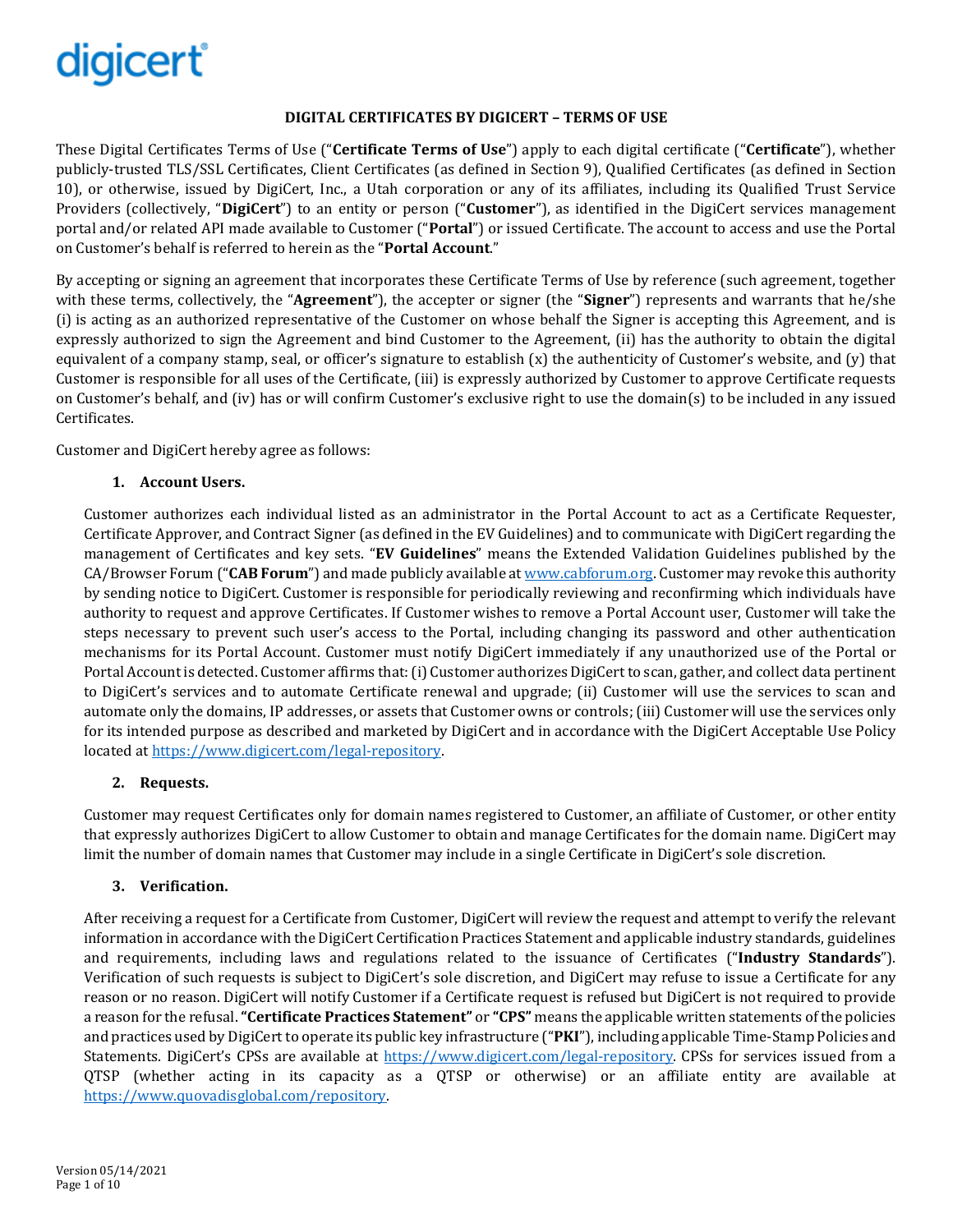# DIGITAL CERTIFICATES BY DIGICERT – TERMS OF USE

These Digital Certificates Terms of Use ("**Certificate Terms of Use**") apply to each digital certificate ("**Certificate**"), whether publicly-trusted TLS/SSL Certificates, Client Certificates (as defined in Section 9), Qualified Certificates (as defined in Section 10), or otherwise, issued by DigiCert, Inc., a Utah corporation or any of its affiliates, including its Qualified Trust Service Providers (collectively, "**DigiCert**") to an entity or person ("**Customer**"), as identified in the DigiCert services management portal and/or related API made available to Customer ("**Portal**") or issued Certificate. The account to access and use the Portal on Customer's behalf is referred to herein as the "**Portal Account**."

By accepting or signing an agreement that incorporates these Certificate Terms of Use by reference (such agreement, together with these terms, collectively, the "**Agreement**"), the accepter or signer (the "**Signer**") represents and warrants that he/she (i) is acting as an authorized representative of the Customer on whose behalf the Signer is accepting this Agreement, and is expressly authorized to sign the Agreement and bind Customer to the Agreement, (ii) has the authority to obtain the digital equivalent of a company stamp, seal, or officer's signature to establish (x) the authenticity of Customer's website, and (y) that Customer is responsible for all uses of the Certificate, (iii) is expressly authorized by Customer to approve Certificate requests on Customer's behalf, and (iv) has or will confirm Customer's exclusive right to use the domain(s) to be included in any issued Certificates.

Customer and DigiCert hereby agree as follows:

## 1. Account Users.

Customer authorizes each individual listed as an administrator in the Portal Account to act as a Certificate Requester, Certificate Approver, and Contract Signer (as defined in the EV Guidelines) and to communicate with DigiCert regarding the management of Certificates and key sets. "**EV Guidelines**" means the Extended Validation Guidelines published by the CA/Browser Forum ("**CAB Forum**") and made publicly available at www.cabforum.org. Customer may revoke this authority by sending notice to DigiCert. Customer is responsible for periodically reviewing and reconfirming which individuals have authority to request and approve Certificates. If Customer wishes to remove a Portal Account user, Customer will take the steps necessary to prevent such user's access to the Portal, including changing its password and other authentication mechanisms for its Portal Account. Customer must notify DigiCert immediately if any unauthorized use of the Portal or Portal Account is detected. Customer affirms that: (i) Customer authorizes DigiCert to scan, gather, and collect data pertinent to DigiCert's services and to automate Certificate renewal and upgrade; (ii) Customer will use the services to scan and automate only the domains, IP addresses, or assets that Customer owns or controls; (iii) Customer will use the services only for its intended purpose as described and marketed by DigiCert and in accordance with the DigiCert Acceptable Use Policy located at https://www.digicert.com/legal-repository.

## 2. Requests.

Customer may request Certificates only for domain names registered to Customer, an affiliate of Customer, or other entity that expressly authorizes DigiCert to allow Customer to obtain and manage Certificates for the domain name. DigiCert may limit the number of domain names that Customer may include in a single Certificate in DigiCert's sole discretion.

## 3. Verification.

After receiving a request for a Certificate from Customer, DigiCert will review the request and attempt to verify the relevant information in accordance with the DigiCert Certification Practices Statement and applicable industry standards, guidelines and requirements, including laws and regulations related to the issuance of Certificates ("**Industry Standards**"). Verification of such requests is subject to DigiCert's sole discretion, and DigiCert may refuse to issue a Certificate for any reason or no reason. DigiCert will notify Customer if a Certificate request is refused but DigiCert is not required to provide a reason for the refusal. **"Certificate Practices Statement"** or **"CPS"** means the applicable written statements of the policies and practices used by DigiCert to operate its public key infrastructure ("**PKI**"), including applicable Time-Stamp Policies and Statements. DigiCert's CPSs are available at https://www.digicert.com/legal-repository. CPSs for services issued from a QTSP (whether acting in its capacity as a QTSP or otherwise) or an affiliate entity are available at https://www.quovadisglobal.com/repository.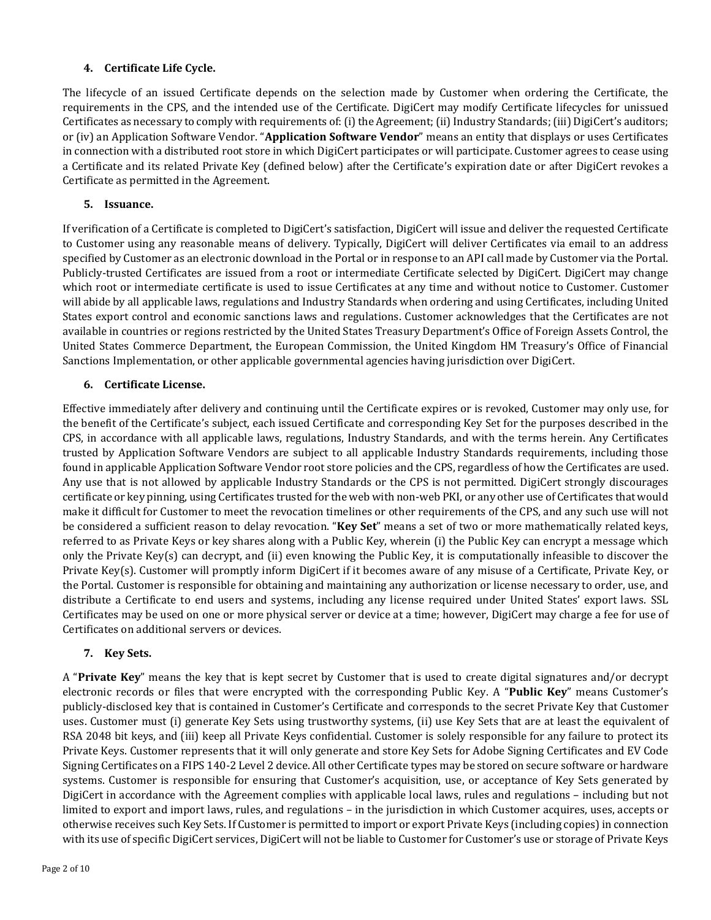## 4. Certificate Life Cycle.

The lifecycle of an issued Certificate depends on the selection made by Customer when ordering the Certificate, the requirements in the CPS, and the intended use of the Certificate. DigiCert may modify Certificate lifecycles for unissued Certificates as necessary to comply with requirements of: (i) the Agreement; (ii) Industry Standards; (iii) DigiCert's auditors; or (iv) an Application Software Vendor. "**Application Software Vendor**" means an entity that displays or uses Certificates in connection with a distributed root store in which DigiCert participates or will participate. Customer agrees to cease using a Certificate and its related Private Key (defined below) after the Certificate's expiration date or after DigiCert revokes a Certificate as permitted in the Agreement.

## 5. Issuance.

If verification of a Certificate is completed to DigiCert's satisfaction, DigiCert will issue and deliver the requested Certificate to Customer using any reasonable means of delivery. Typically, DigiCert will deliver Certificates via email to an address specified by Customer as an electronic download in the Portal or in response to an API call made by Customer via the Portal. Publicly-trusted Certificates are issued from a root or intermediate Certificate selected by DigiCert. DigiCert may change which root or intermediate certificate is used to issue Certificates at any time and without notice to Customer. Customer will abide by all applicable laws, regulations and Industry Standards when ordering and using Certificates, including United States export control and economic sanctions laws and regulations. Customer acknowledges that the Certificates are not available in countries or regions restricted by the United States Treasury Department's Office of Foreign Assets Control, the United States Commerce Department, the European Commission, the United Kingdom HM Treasury's Office of Financial Sanctions Implementation, or other applicable governmental agencies having jurisdiction over DigiCert.

## 6. Certificate License.

Effective immediately after delivery and continuing until the Certificate expires or is revoked, Customer may only use, for the benefit of the Certificate's subject, each issued Certificate and corresponding Key Set for the purposes described in the CPS, in accordance with all applicable laws, regulations, Industry Standards, and with the terms herein. Any Certificates trusted by Application Software Vendors are subject to all applicable Industry Standards requirements, including those found in applicable Application Software Vendor root store policies and the CPS, regardless of how the Certificates are used. Any use that is not allowed by applicable Industry Standards or the CPS is not permitted. DigiCert strongly discourages certificate or key pinning, using Certificates trusted for the web with non-web PKI, or any other use of Certificates that would make it difficult for Customer to meet the revocation timelines or other requirements of the CPS, and any such use will not be considered a sufficient reason to delay revocation. "**Key Set**" means a set of two or more mathematically related keys, referred to as Private Keys or key shares along with a Public Key, wherein (i) the Public Key can encrypt a message which only the Private Key(s) can decrypt, and (ii) even knowing the Public Key, it is computationally infeasible to discover the Private Key(s). Customer will promptly inform DigiCert if it becomes aware of any misuse of a Certificate, Private Key, or the Portal. Customer is responsible for obtaining and maintaining any authorization or license necessary to order, use, and distribute a Certificate to end users and systems, including any license required under United States' export laws. SSL Certificates may be used on one or more physical server or device at a time; however, DigiCert may charge a fee for use of Certificates on additional servers or devices.

## 7. Key Sets.

A "**Private Key**" means the key that is kept secret by Customer that is used to create digital signatures and/or decrypt electronic records or files that were encrypted with the corresponding Public Key. A "**Public Key**" means Customer's publicly-disclosed key that is contained in Customer's Certificate and corresponds to the secret Private Key that Customer uses. Customer must (i) generate Key Sets using trustworthy systems, (ii) use Key Sets that are at least the equivalent of RSA 2048 bit keys, and (iii) keep all Private Keys confidential. Customer is solely responsible for any failure to protect its Private Keys. Customer represents that it will only generate and store Key Sets for Adobe Signing Certificates and EV Code Signing Certificates on a FIPS 140-2 Level 2 device. All other Certificate types may be stored on secure software or hardware systems. Customer is responsible for ensuring that Customer's acquisition, use, or acceptance of Key Sets generated by DigiCert in accordance with the Agreement complies with applicable local laws, rules and regulations – including but not limited to export and import laws, rules, and regulations – in the jurisdiction in which Customer acquires, uses, accepts or otherwise receives such Key Sets. If Customer is permitted to import or export Private Keys (including copies) in connection with its use of specific DigiCert services, DigiCert will not be liable to Customer for Customer's use or storage of Private Keys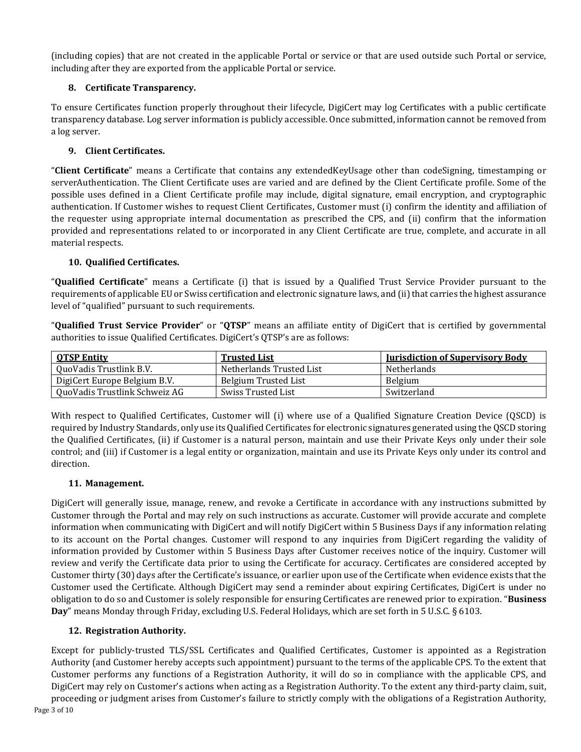(including copies) that are not created in the applicable Portal or service or that are used outside such Portal or service, including after they are exported from the applicable Portal or service.

### 8. Certificate Transparency.

To ensure Certificates function properly throughout their lifecycle, DigiCert may log Certificates with a public certificate transparency database. Log server information is publicly accessible. Once submitted, information cannot be removed from a log server.

### 9. Client Certificates.

"**Client Certificate**" means a Certificate that contains any extendedKeyUsage other than codeSigning, timestamping or serverAuthentication. The Client Certificate uses are varied and are defined by the Client Certificate profile. Some of the possible uses defined in a Client Certificate profile may include, digital signature, email encryption, and cryptographic authentication. If Customer wishes to request Client Certificates, Customer must (i) confirm the identity and affiliation of the requester using appropriate internal documentation as prescribed the CPS, and (ii) confirm that the information provided and representations related to or incorporated in any Client Certificate are true, complete, and accurate in all material respects.

### 10. Qualified Certificates.

"**Qualified Certificate**" means a Certificate (i) that is issued by a Qualified Trust Service Provider pursuant to the requirements of applicable EU or Swiss certification and electronic signature laws, and (ii) that carries the highest assurance level of "qualified" pursuant to such requirements.

"**Qualified Trust Service Provider**" or "**QTSP**" means an affiliate entity of DigiCert that is certified by governmental authorities to issue Qualified Certificates. DigiCert's QTSP's are as follows:

| QTSP Entity | Trusted List | Jurisdiction of Supervisory Body |
|---|---|---|
| QuoVadis Trustlink B.V. | Netherlands Trusted List | Netherlands |
| DigiCert Europe Belgium B.V. | Belgium Trusted List | Belgium |
| QuoVadis Trustlink Schweiz AG | Swiss Trusted List | Switzerland |

With respect to Qualified Certificates, Customer will (i) where use of a Qualified Signature Creation Device (QSCD) is required by Industry Standards, only use its Qualified Certificates for electronic signatures generated using the QSCD storing the Qualified Certificates, (ii) if Customer is a natural person, maintain and use their Private Keys only under their sole control; and (iii) if Customer is a legal entity or organization, maintain and use its Private Keys only under its control and direction.

### 11. Management.

DigiCert will generally issue, manage, renew, and revoke a Certificate in accordance with any instructions submitted by Customer through the Portal and may rely on such instructions as accurate. Customer will provide accurate and complete information when communicating with DigiCert and will notify DigiCert within 5 Business Days if any information relating to its account on the Portal changes. Customer will respond to any inquiries from DigiCert regarding the validity of information provided by Customer within 5 Business Days after Customer receives notice of the inquiry. Customer will review and verify the Certificate data prior to using the Certificate for accuracy. Certificates are considered accepted by Customer thirty (30) days after the Certificate's issuance, or earlier upon use of the Certificate when evidence exists that the Customer used the Certificate. Although DigiCert may send a reminder about expiring Certificates, DigiCert is under no obligation to do so and Customer is solely responsible for ensuring Certificates are renewed prior to expiration. "**Business Day**" means Monday through Friday, excluding U.S. Federal Holidays, which are set forth in 5 U.S.C. § 6103.

### 12. Registration Authority.

Except for publicly-trusted TLS/SSL Certificates and Qualified Certificates, Customer is appointed as a Registration Authority (and Customer hereby accepts such appointment) pursuant to the terms of the applicable CPS. To the extent that Customer performs any functions of a Registration Authority, it will do so in compliance with the applicable CPS, and DigiCert may rely on Customer's actions when acting as a Registration Authority. To the extent any third-party claim, suit, proceeding or judgment arises from Customer's failure to strictly comply with the obligations of a Registration Authority,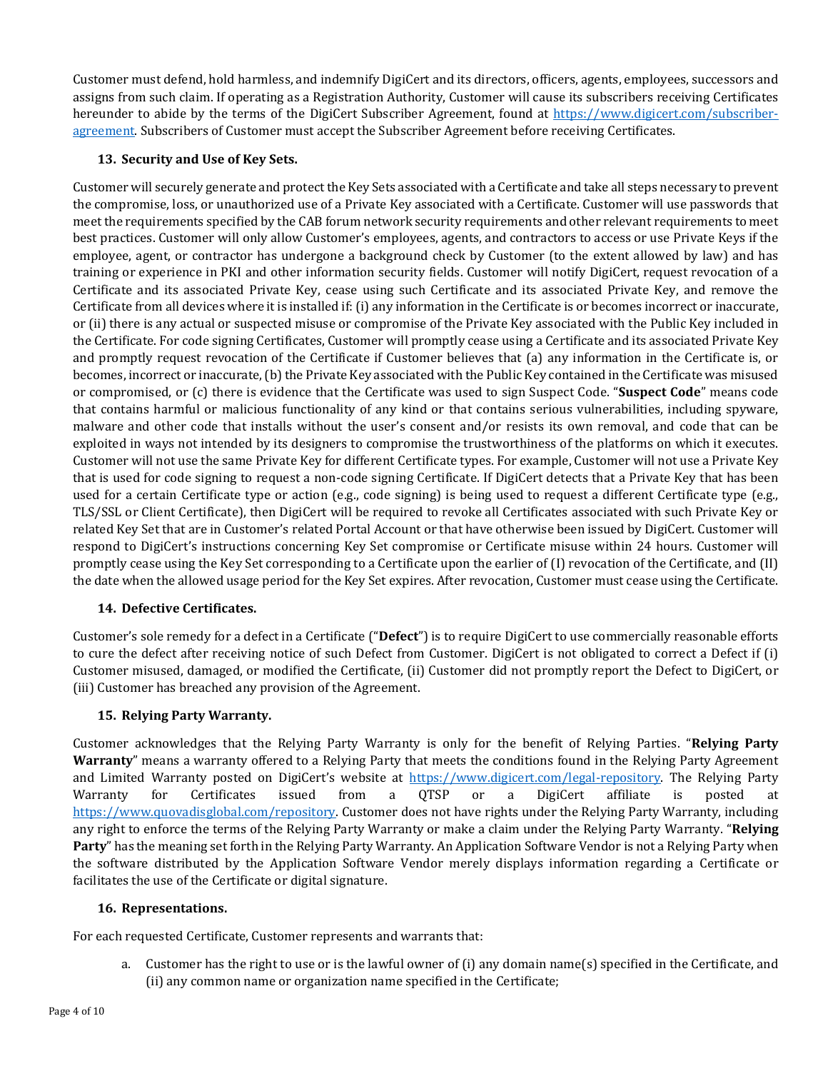Customer must defend, hold harmless, and indemnify DigiCert and its directors, officers, agents, employees, successors and assigns from such claim. If operating as a Registration Authority, Customer will cause its subscribers receiving Certificates hereunder to abide by the terms of the DigiCert Subscriber Agreement, found at [https://www.digicert.com/subscriber-agreement](https://www.digicert.com/subscriber-agreement). Subscribers of Customer must accept the Subscriber Agreement before receiving Certificates.

## 13. Security and Use of Key Sets.

Customer will securely generate and protect the Key Sets associated with a Certificate and take all steps necessary to prevent the compromise, loss, or unauthorized use of a Private Key associated with a Certificate. Customer will use passwords that meet the requirements specified by the CAB forum network security requirements and other relevant requirements to meet best practices. Customer will only allow Customer's employees, agents, and contractors to access or use Private Keys if the employee, agent, or contractor has undergone a background check by Customer (to the extent allowed by law) and has training or experience in PKI and other information security fields. Customer will notify DigiCert, request revocation of a Certificate and its associated Private Key, cease using such Certificate and its associated Private Key, and remove the Certificate from all devices where it is installed if: (i) any information in the Certificate is or becomes incorrect or inaccurate, or (ii) there is any actual or suspected misuse or compromise of the Private Key associated with the Public Key included in the Certificate. For code signing Certificates, Customer will promptly cease using a Certificate and its associated Private Key and promptly request revocation of the Certificate if Customer believes that (a) any information in the Certificate is, or becomes, incorrect or inaccurate, (b) the Private Key associated with the Public Key contained in the Certificate was misused or compromised, or (c) there is evidence that the Certificate was used to sign Suspect Code. "**Suspect Code**" means code that contains harmful or malicious functionality of any kind or that contains serious vulnerabilities, including spyware, malware and other code that installs without the user's consent and/or resists its own removal, and code that can be exploited in ways not intended by its designers to compromise the trustworthiness of the platforms on which it executes. Customer will not use the same Private Key for different Certificate types. For example, Customer will not use a Private Key that is used for code signing to request a non-code signing Certificate. If DigiCert detects that a Private Key that has been used for a certain Certificate type or action (e.g., code signing) is being used to request a different Certificate type (e.g., TLS/SSL or Client Certificate), then DigiCert will be required to revoke all Certificates associated with such Private Key or related Key Set that are in Customer's related Portal Account or that have otherwise been issued by DigiCert. Customer will respond to DigiCert's instructions concerning Key Set compromise or Certificate misuse within 24 hours. Customer will promptly cease using the Key Set corresponding to a Certificate upon the earlier of (I) revocation of the Certificate, and (II) the date when the allowed usage period for the Key Set expires. After revocation, Customer must cease using the Certificate.

## 14. Defective Certificates.

Customer's sole remedy for a defect in a Certificate ("**Defect**") is to require DigiCert to use commercially reasonable efforts to cure the defect after receiving notice of such Defect from Customer. DigiCert is not obligated to correct a Defect if (i) Customer misused, damaged, or modified the Certificate, (ii) Customer did not promptly report the Defect to DigiCert, or (iii) Customer has breached any provision of the Agreement.

## 15. Relying Party Warranty.

Customer acknowledges that the Relying Party Warranty is only for the benefit of Relying Parties. "**Relying Party Warranty**" means a warranty offered to a Relying Party that meets the conditions found in the Relying Party Agreement and Limited Warranty posted on DigiCert's website at [https://www.digicert.com/legal-repository](https://www.digicert.com/legal-repository). The Relying Party Warranty for Certificates issued from a QTSP or a DigiCert affiliate is posted at [https://www.quovadisglobal.com/repository](https://www.quovadisglobal.com/repository). Customer does not have rights under the Relying Party Warranty, including any right to enforce the terms of the Relying Party Warranty or make a claim under the Relying Party Warranty. "**Relying Party**" has the meaning set forth in the Relying Party Warranty. An Application Software Vendor is not a Relying Party when the software distributed by the Application Software Vendor merely displays information regarding a Certificate or facilitates the use of the Certificate or digital signature.

## 16. Representations.

For each requested Certificate, Customer represents and warrants that:

a. Customer has the right to use or is the lawful owner of (i) any domain name(s) specified in the Certificate, and (ii) any common name or organization name specified in the Certificate;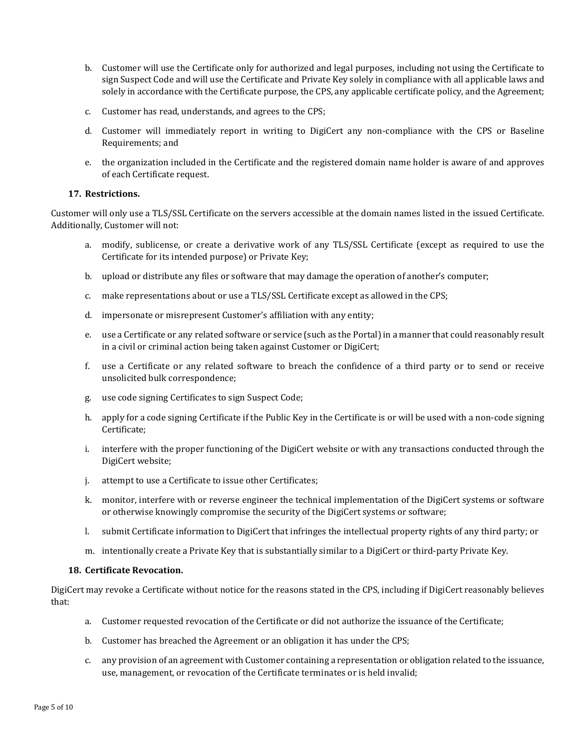b. Customer will use the Certificate only for authorized and legal purposes, including not using the Certificate to sign Suspect Code and will use the Certificate and Private Key solely in compliance with all applicable laws and solely in accordance with the Certificate purpose, the CPS, any applicable certificate policy, and the Agreement;

c. Customer has read, understands, and agrees to the CPS;

d. Customer will immediately report in writing to DigiCert any non-compliance with the CPS or Baseline Requirements; and

e. the organization included in the Certificate and the registered domain name holder is aware of and approves of each Certificate request.

### 17. Restrictions.

Customer will only use a TLS/SSL Certificate on the servers accessible at the domain names listed in the issued Certificate. Additionally, Customer will not:

a. modify, sublicense, or create a derivative work of any TLS/SSL Certificate (except as required to use the Certificate for its intended purpose) or Private Key;

b. upload or distribute any files or software that may damage the operation of another's computer;

c. make representations about or use a TLS/SSL Certificate except as allowed in the CPS;

d. impersonate or misrepresent Customer's affiliation with any entity;

e. use a Certificate or any related software or service (such as the Portal) in a manner that could reasonably result in a civil or criminal action being taken against Customer or DigiCert;

f. use a Certificate or any related software to breach the confidence of a third party or to send or receive unsolicited bulk correspondence;

g. use code signing Certificates to sign Suspect Code;

h. apply for a code signing Certificate if the Public Key in the Certificate is or will be used with a non-code signing Certificate;

i. interfere with the proper functioning of the DigiCert website or with any transactions conducted through the DigiCert website;

j. attempt to use a Certificate to issue other Certificates;

k. monitor, interfere with or reverse engineer the technical implementation of the DigiCert systems or software or otherwise knowingly compromise the security of the DigiCert systems or software;

l. submit Certificate information to DigiCert that infringes the intellectual property rights of any third party; or

m. intentionally create a Private Key that is substantially similar to a DigiCert or third-party Private Key.

### 18. Certificate Revocation.

DigiCert may revoke a Certificate without notice for the reasons stated in the CPS, including if DigiCert reasonably believes that:

a. Customer requested revocation of the Certificate or did not authorize the issuance of the Certificate;

b. Customer has breached the Agreement or an obligation it has under the CPS;

c. any provision of an agreement with Customer containing a representation or obligation related to the issuance, use, management, or revocation of the Certificate terminates or is held invalid;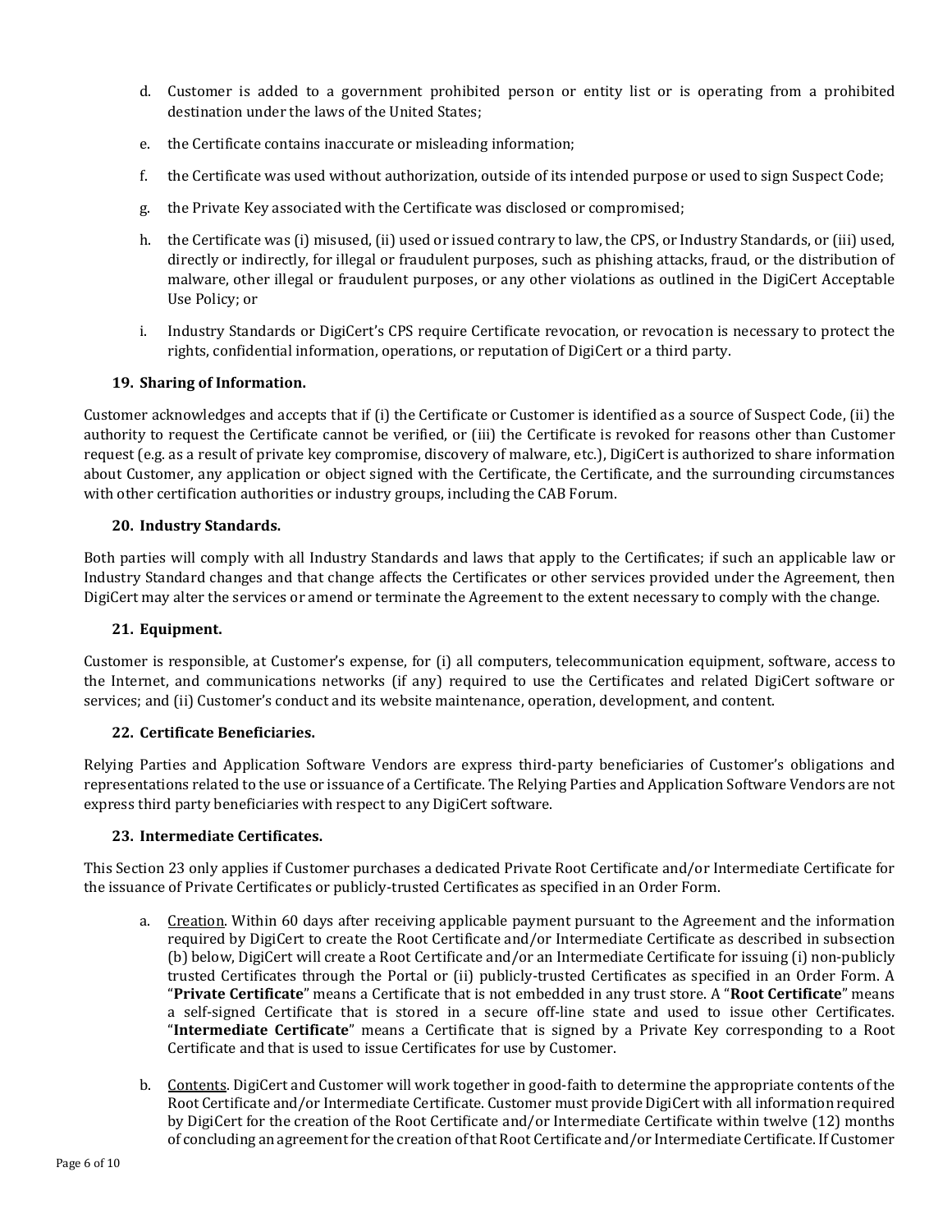d. Customer is added to a government prohibited person or entity list or is operating from a prohibited destination under the laws of the United States;

e. the Certificate contains inaccurate or misleading information;

f. the Certificate was used without authorization, outside of its intended purpose or used to sign Suspect Code;

g. the Private Key associated with the Certificate was disclosed or compromised;

h. the Certificate was (i) misused, (ii) used or issued contrary to law, the CPS, or Industry Standards, or (iii) used, directly or indirectly, for illegal or fraudulent purposes, such as phishing attacks, fraud, or the distribution of malware, other illegal or fraudulent purposes, or any other violations as outlined in the DigiCert Acceptable Use Policy; or

i. Industry Standards or DigiCert's CPS require Certificate revocation, or revocation is necessary to protect the rights, confidential information, operations, or reputation of DigiCert or a third party.

### 19. Sharing of Information.

Customer acknowledges and accepts that if (i) the Certificate or Customer is identified as a source of Suspect Code, (ii) the authority to request the Certificate cannot be verified, or (iii) the Certificate is revoked for reasons other than Customer request (e.g. as a result of private key compromise, discovery of malware, etc.), DigiCert is authorized to share information about Customer, any application or object signed with the Certificate, the Certificate, and the surrounding circumstances with other certification authorities or industry groups, including the CAB Forum.

### 20. Industry Standards.

Both parties will comply with all Industry Standards and laws that apply to the Certificates; if such an applicable law or Industry Standard changes and that change affects the Certificates or other services provided under the Agreement, then DigiCert may alter the services or amend or terminate the Agreement to the extent necessary to comply with the change.

### 21. Equipment.

Customer is responsible, at Customer's expense, for (i) all computers, telecommunication equipment, software, access to the Internet, and communications networks (if any) required to use the Certificates and related DigiCert software or services; and (ii) Customer's conduct and its website maintenance, operation, development, and content.

### 22. Certificate Beneficiaries.

Relying Parties and Application Software Vendors are express third-party beneficiaries of Customer's obligations and representations related to the use or issuance of a Certificate. The Relying Parties and Application Software Vendors are not express third party beneficiaries with respect to any DigiCert software.

### 23. Intermediate Certificates.

This Section 23 only applies if Customer purchases a dedicated Private Root Certificate and/or Intermediate Certificate for the issuance of Private Certificates or publicly-trusted Certificates as specified in an Order Form.

a. Creation. Within 60 days after receiving applicable payment pursuant to the Agreement and the information required by DigiCert to create the Root Certificate and/or Intermediate Certificate as described in subsection (b) below, DigiCert will create a Root Certificate and/or an Intermediate Certificate for issuing (i) non-publicly trusted Certificates through the Portal or (ii) publicly-trusted Certificates as specified in an Order Form. A "**Private Certificate**" means a Certificate that is not embedded in any trust store. A "**Root Certificate**" means a self-signed Certificate that is stored in a secure off-line state and used to issue other Certificates. "**Intermediate Certificate**" means a Certificate that is signed by a Private Key corresponding to a Root Certificate and that is used to issue Certificates for use by Customer.

b. Contents. DigiCert and Customer will work together in good-faith to determine the appropriate contents of the Root Certificate and/or Intermediate Certificate. Customer must provide DigiCert with all information required by DigiCert for the creation of the Root Certificate and/or Intermediate Certificate within twelve (12) months of concluding an agreement for the creation of that Root Certificate and/or Intermediate Certificate. If Customer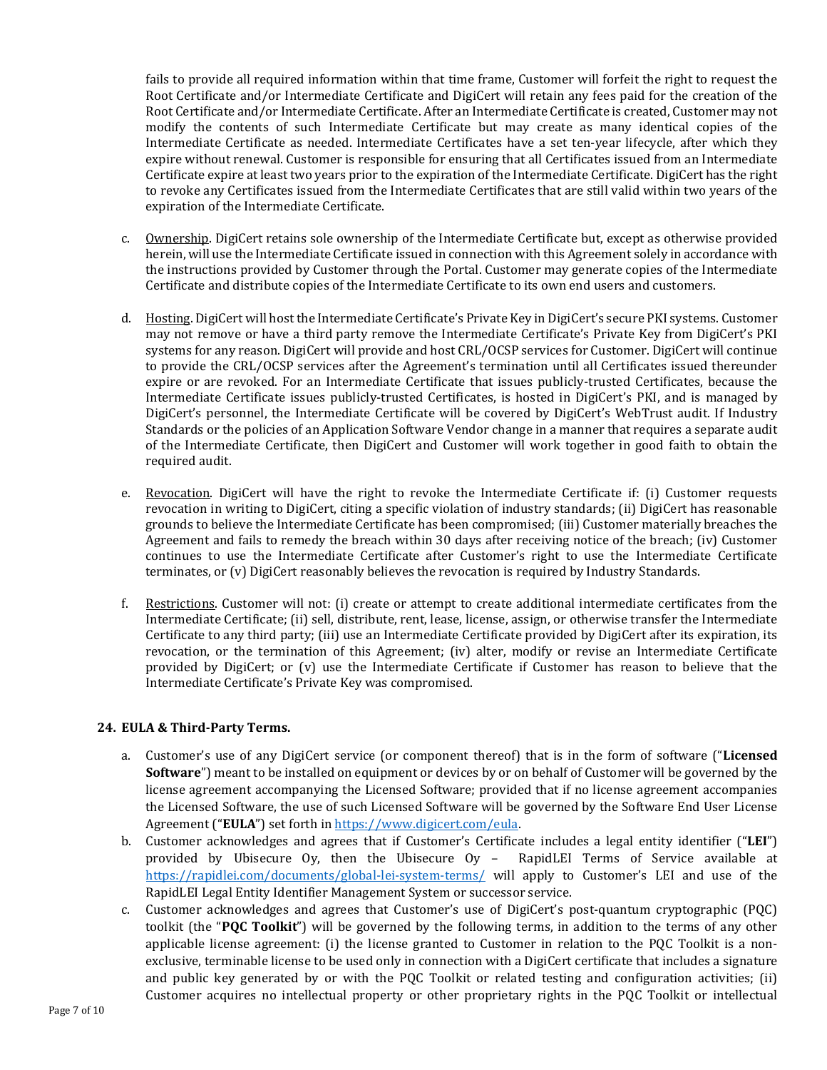fails to provide all required information within that time frame, Customer will forfeit the right to request the Root Certificate and/or Intermediate Certificate and DigiCert will retain any fees paid for the creation of the Root Certificate and/or Intermediate Certificate. After an Intermediate Certificate is created, Customer may not modify the contents of such Intermediate Certificate but may create as many identical copies of the Intermediate Certificate as needed. Intermediate Certificates have a set ten-year lifecycle, after which they expire without renewal. Customer is responsible for ensuring that all Certificates issued from an Intermediate Certificate expire at least two years prior to the expiration of the Intermediate Certificate. DigiCert has the right to revoke any Certificates issued from the Intermediate Certificates that are still valid within two years of the expiration of the Intermediate Certificate.

c. Ownership. DigiCert retains sole ownership of the Intermediate Certificate but, except as otherwise provided herein, will use the Intermediate Certificate issued in connection with this Agreement solely in accordance with the instructions provided by Customer through the Portal. Customer may generate copies of the Intermediate Certificate and distribute copies of the Intermediate Certificate to its own end users and customers.

d. Hosting. DigiCert will host the Intermediate Certificate's Private Key in DigiCert's secure PKI systems. Customer may not remove or have a third party remove the Intermediate Certificate's Private Key from DigiCert's PKI systems for any reason. DigiCert will provide and host CRL/OCSP services for Customer. DigiCert will continue to provide the CRL/OCSP services after the Agreement's termination until all Certificates issued thereunder expire or are revoked. For an Intermediate Certificate that issues publicly-trusted Certificates, because the Intermediate Certificate issues publicly-trusted Certificates, is hosted in DigiCert's PKI, and is managed by DigiCert's personnel, the Intermediate Certificate will be covered by DigiCert's WebTrust audit. If Industry Standards or the policies of an Application Software Vendor change in a manner that requires a separate audit of the Intermediate Certificate, then DigiCert and Customer will work together in good faith to obtain the required audit.

e. Revocation. DigiCert will have the right to revoke the Intermediate Certificate if: (i) Customer requests revocation in writing to DigiCert, citing a specific violation of industry standards; (ii) DigiCert has reasonable grounds to believe the Intermediate Certificate has been compromised; (iii) Customer materially breaches the Agreement and fails to remedy the breach within 30 days after receiving notice of the breach; (iv) Customer continues to use the Intermediate Certificate after Customer's right to use the Intermediate Certificate terminates, or (v) DigiCert reasonably believes the revocation is required by Industry Standards.

f. Restrictions. Customer will not: (i) create or attempt to create additional intermediate certificates from the Intermediate Certificate; (ii) sell, distribute, rent, lease, license, assign, or otherwise transfer the Intermediate Certificate to any third party; (iii) use an Intermediate Certificate provided by DigiCert after its expiration, its revocation, or the termination of this Agreement; (iv) alter, modify or revise an Intermediate Certificate provided by DigiCert; or (v) use the Intermediate Certificate if Customer has reason to believe that the Intermediate Certificate's Private Key was compromised.

### 24. EULA & Third-Party Terms.

a. Customer's use of any DigiCert service (or component thereof) that is in the form of software ("**Licensed Software**") meant to be installed on equipment or devices by or on behalf of Customer will be governed by the license agreement accompanying the Licensed Software; provided that if no license agreement accompanies the Licensed Software, the use of such Licensed Software will be governed by the Software End User License Agreement ("**EULA**") set forth in [https://www.digicert.com/eula](https://www.digicert.com/eula).

b. Customer acknowledges and agrees that if Customer's Certificate includes a legal entity identifier ("**LEI**") provided by Ubisecure Oy, then the Ubisecure Oy – RapidLEI Terms of Service available at [https://rapidlei.com/documents/global-lei-system-terms/](https://rapidlei.com/documents/global-lei-system-terms/) will apply to Customer's LEI and use of the RapidLEI Legal Entity Identifier Management System or successor service.

c. Customer acknowledges and agrees that Customer's use of DigiCert's post-quantum cryptographic (PQC) toolkit (the "**PQC Toolkit**") will be governed by the following terms, in addition to the terms of any other applicable license agreement: (i) the license granted to Customer in relation to the PQC Toolkit is a non-exclusive, terminable license to be used only in connection with a DigiCert certificate that includes a signature and public key generated by or with the PQC Toolkit or related testing and configuration activities; (ii) Customer acquires no intellectual property or other proprietary rights in the PQC Toolkit or intellectual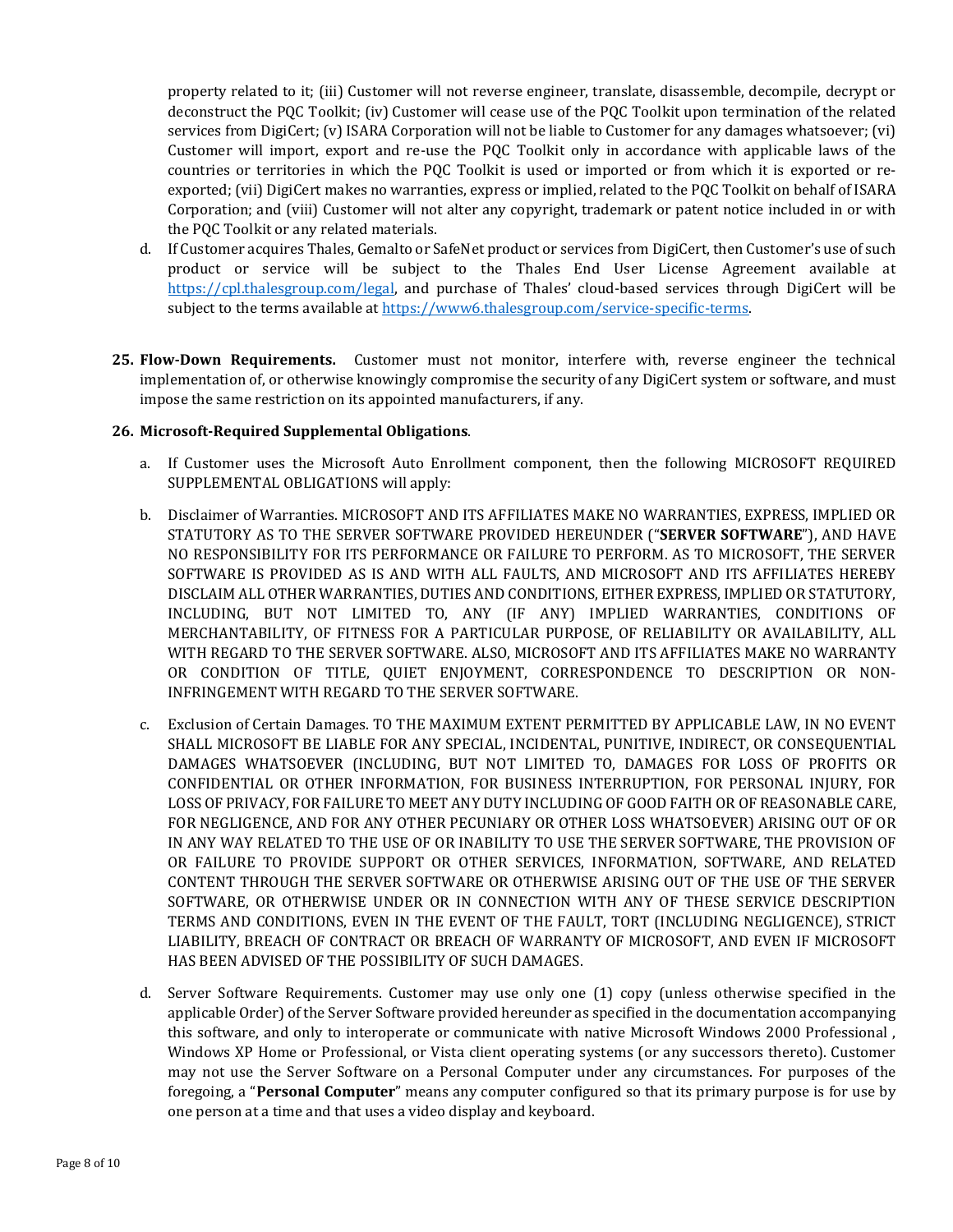property related to it; (iii) Customer will not reverse engineer, translate, disassemble, decompile, decrypt or deconstruct the PQC Toolkit; (iv) Customer will cease use of the PQC Toolkit upon termination of the related services from DigiCert; (v) ISARA Corporation will not be liable to Customer for any damages whatsoever; (vi) Customer will import, export and re-use the PQC Toolkit only in accordance with applicable laws of the countries or territories in which the PQC Toolkit is used or imported or from which it is exported or re-exported; (vii) DigiCert makes no warranties, express or implied, related to the PQC Toolkit on behalf of ISARA Corporation; and (viii) Customer will not alter any copyright, trademark or patent notice included in or with the PQC Toolkit or any related materials.

d. If Customer acquires Thales, Gemalto or SafeNet product or services from DigiCert, then Customer's use of such product or service will be subject to the Thales End User License Agreement available at [https://cpl.thalesgroup.com/legal](https://cpl.thalesgroup.com/legal), and purchase of Thales' cloud-based services through DigiCert will be subject to the terms available at [https://www6.thalesgroup.com/service-specific-terms](https://www6.thalesgroup.com/service-specific-terms).

**25. Flow-Down Requirements.** Customer must not monitor, interfere with, reverse engineer the technical implementation of, or otherwise knowingly compromise the security of any DigiCert system or software, and must impose the same restriction on its appointed manufacturers, if any.

**26. Microsoft-Required Supplemental Obligations**.

a. If Customer uses the Microsoft Auto Enrollment component, then the following MICROSOFT REQUIRED SUPPLEMENTAL OBLIGATIONS will apply:

b. Disclaimer of Warranties. MICROSOFT AND ITS AFFILIATES MAKE NO WARRANTIES, EXPRESS, IMPLIED OR STATUTORY AS TO THE SERVER SOFTWARE PROVIDED HEREUNDER ("**SERVER SOFTWARE**"), AND HAVE NO RESPONSIBILITY FOR ITS PERFORMANCE OR FAILURE TO PERFORM. AS TO MICROSOFT, THE SERVER SOFTWARE IS PROVIDED AS IS AND WITH ALL FAULTS, AND MICROSOFT AND ITS AFFILIATES HEREBY DISCLAIM ALL OTHER WARRANTIES, DUTIES AND CONDITIONS, EITHER EXPRESS, IMPLIED OR STATUTORY, INCLUDING, BUT NOT LIMITED TO, ANY (IF ANY) IMPLIED WARRANTIES, CONDITIONS OF MERCHANTABILITY, OF FITNESS FOR A PARTICULAR PURPOSE, OF RELIABILITY OR AVAILABILITY, ALL WITH REGARD TO THE SERVER SOFTWARE. ALSO, MICROSOFT AND ITS AFFILIATES MAKE NO WARRANTY OR CONDITION OF TITLE, QUIET ENJOYMENT, CORRESPONDENCE TO DESCRIPTION OR NON-INFRINGEMENT WITH REGARD TO THE SERVER SOFTWARE.

c. Exclusion of Certain Damages. TO THE MAXIMUM EXTENT PERMITTED BY APPLICABLE LAW, IN NO EVENT SHALL MICROSOFT BE LIABLE FOR ANY SPECIAL, INCIDENTAL, PUNITIVE, INDIRECT, OR CONSEQUENTIAL DAMAGES WHATSOEVER (INCLUDING, BUT NOT LIMITED TO, DAMAGES FOR LOSS OF PROFITS OR CONFIDENTIAL OR OTHER INFORMATION, FOR BUSINESS INTERRUPTION, FOR PERSONAL INJURY, FOR LOSS OF PRIVACY, FOR FAILURE TO MEET ANY DUTY INCLUDING OF GOOD FAITH OR OF REASONABLE CARE, FOR NEGLIGENCE, AND FOR ANY OTHER PECUNIARY OR OTHER LOSS WHATSOEVER) ARISING OUT OF OR IN ANY WAY RELATED TO THE USE OF OR INABILITY TO USE THE SERVER SOFTWARE, THE PROVISION OF OR FAILURE TO PROVIDE SUPPORT OR OTHER SERVICES, INFORMATION, SOFTWARE, AND RELATED CONTENT THROUGH THE SERVER SOFTWARE OR OTHERWISE ARISING OUT OF THE USE OF THE SERVER SOFTWARE, OR OTHERWISE UNDER OR IN CONNECTION WITH ANY OF THESE SERVICE DESCRIPTION TERMS AND CONDITIONS, EVEN IN THE EVENT OF THE FAULT, TORT (INCLUDING NEGLIGENCE), STRICT LIABILITY, BREACH OF CONTRACT OR BREACH OF WARRANTY OF MICROSOFT, AND EVEN IF MICROSOFT HAS BEEN ADVISED OF THE POSSIBILITY OF SUCH DAMAGES.

d. Server Software Requirements. Customer may use only one (1) copy (unless otherwise specified in the applicable Order) of the Server Software provided hereunder as specified in the documentation accompanying this software, and only to interoperate or communicate with native Microsoft Windows 2000 Professional , Windows XP Home or Professional, or Vista client operating systems (or any successors thereto). Customer may not use the Server Software on a Personal Computer under any circumstances. For purposes of the foregoing, a "**Personal Computer**" means any computer configured so that its primary purpose is for use by one person at a time and that uses a video display and keyboard.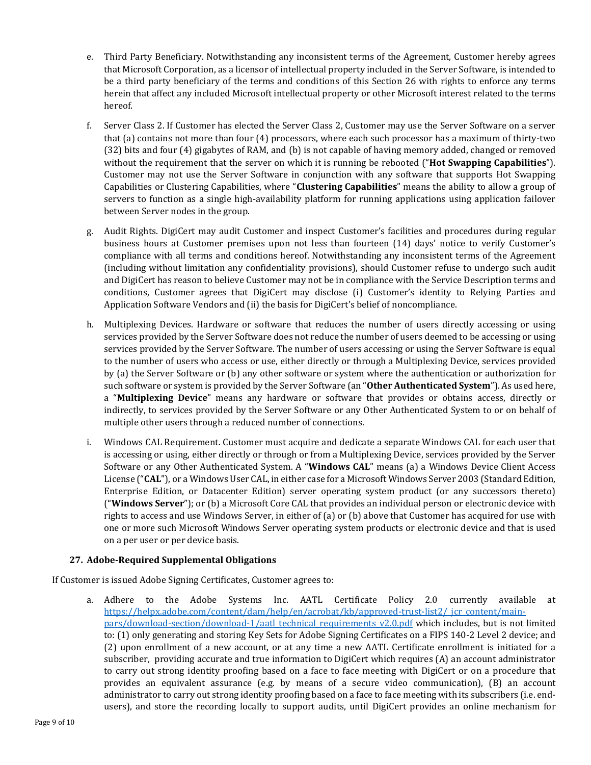e. Third Party Beneficiary. Notwithstanding any inconsistent terms of the Agreement, Customer hereby agrees that Microsoft Corporation, as a licensor of intellectual property included in the Server Software, is intended to be a third party beneficiary of the terms and conditions of this Section 26 with rights to enforce any terms herein that affect any included Microsoft intellectual property or other Microsoft interest related to the terms hereof.

f. Server Class 2. If Customer has elected the Server Class 2, Customer may use the Server Software on a server that (a) contains not more than four (4) processors, where each such processor has a maximum of thirty-two (32) bits and four (4) gigabytes of RAM, and (b) is not capable of having memory added, changed or removed without the requirement that the server on which it is running be rebooted ("**Hot Swapping Capabilities**"). Customer may not use the Server Software in conjunction with any software that supports Hot Swapping Capabilities or Clustering Capabilities, where "**Clustering Capabilities**" means the ability to allow a group of servers to function as a single high-availability platform for running applications using application failover between Server nodes in the group.

g. Audit Rights. DigiCert may audit Customer and inspect Customer's facilities and procedures during regular business hours at Customer premises upon not less than fourteen (14) days' notice to verify Customer's compliance with all terms and conditions hereof. Notwithstanding any inconsistent terms of the Agreement (including without limitation any confidentiality provisions), should Customer refuse to undergo such audit and DigiCert has reason to believe Customer may not be in compliance with the Service Description terms and conditions, Customer agrees that DigiCert may disclose (i) Customer's identity to Relying Parties and Application Software Vendors and (ii) the basis for DigiCert's belief of noncompliance.

h. Multiplexing Devices. Hardware or software that reduces the number of users directly accessing or using services provided by the Server Software does not reduce the number of users deemed to be accessing or using services provided by the Server Software. The number of users accessing or using the Server Software is equal to the number of users who access or use, either directly or through a Multiplexing Device, services provided by (a) the Server Software or (b) any other software or system where the authentication or authorization for such software or system is provided by the Server Software (an "**Other Authenticated System**"). As used here, a "**Multiplexing Device**" means any hardware or software that provides or obtains access, directly or indirectly, to services provided by the Server Software or any Other Authenticated System to or on behalf of multiple other users through a reduced number of connections.

i. Windows CAL Requirement. Customer must acquire and dedicate a separate Windows CAL for each user that is accessing or using, either directly or through or from a Multiplexing Device, services provided by the Server Software or any Other Authenticated System. A "**Windows CAL**" means (a) a Windows Device Client Access License ("**CAL**"), or a Windows User CAL, in either case for a Microsoft Windows Server 2003 (Standard Edition, Enterprise Edition, or Datacenter Edition) server operating system product (or any successors thereto) ("**Windows Server**"); or (b) a Microsoft Core CAL that provides an individual person or electronic device with rights to access and use Windows Server, in either of (a) or (b) above that Customer has acquired for use with one or more such Microsoft Windows Server operating system products or electronic device and that is used on a per user or per device basis.

### 27. Adobe-Required Supplemental Obligations

If Customer is issued Adobe Signing Certificates, Customer agrees to:

a. Adhere to the Adobe Systems Inc. AATL Certificate Policy 2.0 currently available at [https://helpx.adobe.com/content/dam/help/en/acrobat/kb/approved-trust-list2/_jcr_content/main-pars/download-section/download-1/aatl_technical_requirements_v2.0.pdf](https://helpx.adobe.com/content/dam/help/en/acrobat/kb/approved-trust-list2/_jcr_content/main-pars/download-section/download-1/aatl_technical_requirements_v2.0.pdf) which includes, but is not limited to: (1) only generating and storing Key Sets for Adobe Signing Certificates on a FIPS 140-2 Level 2 device; and (2) upon enrollment of a new account, or at any time a new AATL Certificate enrollment is initiated for a subscriber, providing accurate and true information to DigiCert which requires (A) an account administrator to carry out strong identity proofing based on a face to face meeting with DigiCert or on a procedure that provides an equivalent assurance (e.g. by means of a secure video communication), (B) an account administrator to carry out strong identity proofing based on a face to face meeting with its subscribers (i.e. end-users), and store the recording locally to support audits, until DigiCert provides an online mechanism for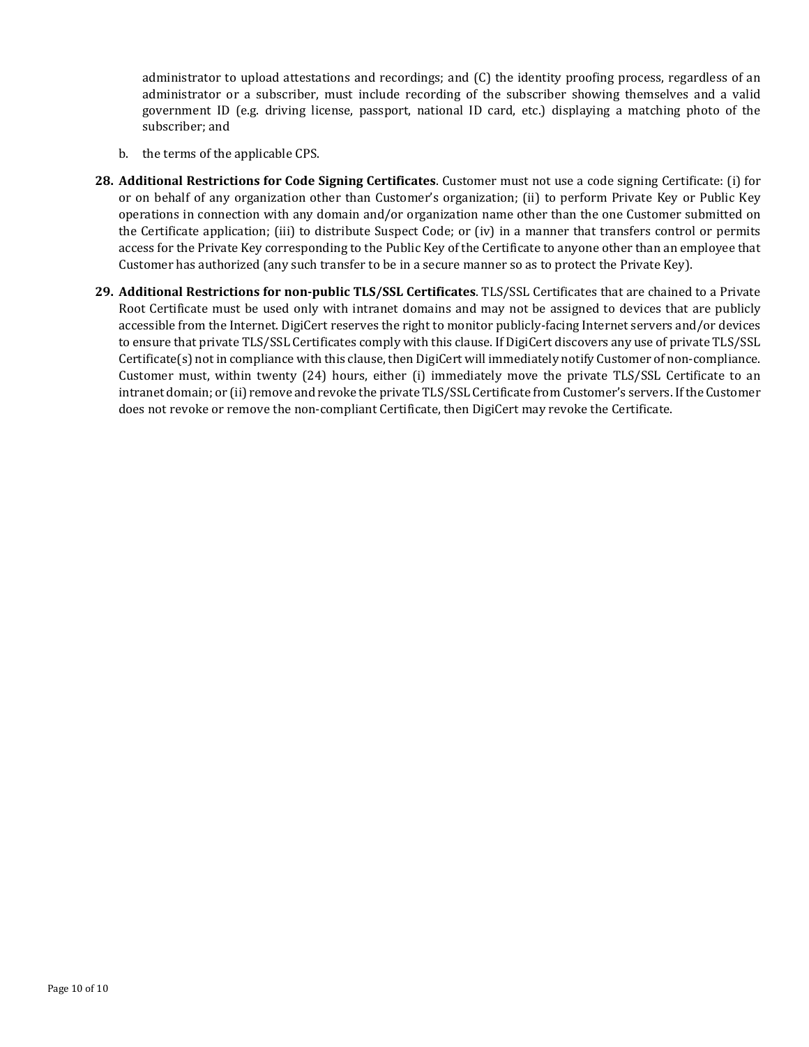administrator to upload attestations and recordings; and (C) the identity proofing process, regardless of an administrator or a subscriber, must include recording of the subscriber showing themselves and a valid government ID (e.g. driving license, passport, national ID card, etc.) displaying a matching photo of the subscriber; and

b. the terms of the applicable CPS.

**28. Additional Restrictions for Code Signing Certificates**. Customer must not use a code signing Certificate: (i) for or on behalf of any organization other than Customer's organization; (ii) to perform Private Key or Public Key operations in connection with any domain and/or organization name other than the one Customer submitted on the Certificate application; (iii) to distribute Suspect Code; or (iv) in a manner that transfers control or permits access for the Private Key corresponding to the Public Key of the Certificate to anyone other than an employee that Customer has authorized (any such transfer to be in a secure manner so as to protect the Private Key).

**29. Additional Restrictions for non-public TLS/SSL Certificates**. TLS/SSL Certificates that are chained to a Private Root Certificate must be used only with intranet domains and may not be assigned to devices that are publicly accessible from the Internet. DigiCert reserves the right to monitor publicly-facing Internet servers and/or devices to ensure that private TLS/SSL Certificates comply with this clause. If DigiCert discovers any use of private TLS/SSL Certificate(s) not in compliance with this clause, then DigiCert will immediately notify Customer of non-compliance. Customer must, within twenty (24) hours, either (i) immediately move the private TLS/SSL Certificate to an intranet domain; or (ii) remove and revoke the private TLS/SSL Certificate from Customer's servers. If the Customer does not revoke or remove the non-compliant Certificate, then DigiCert may revoke the Certificate.